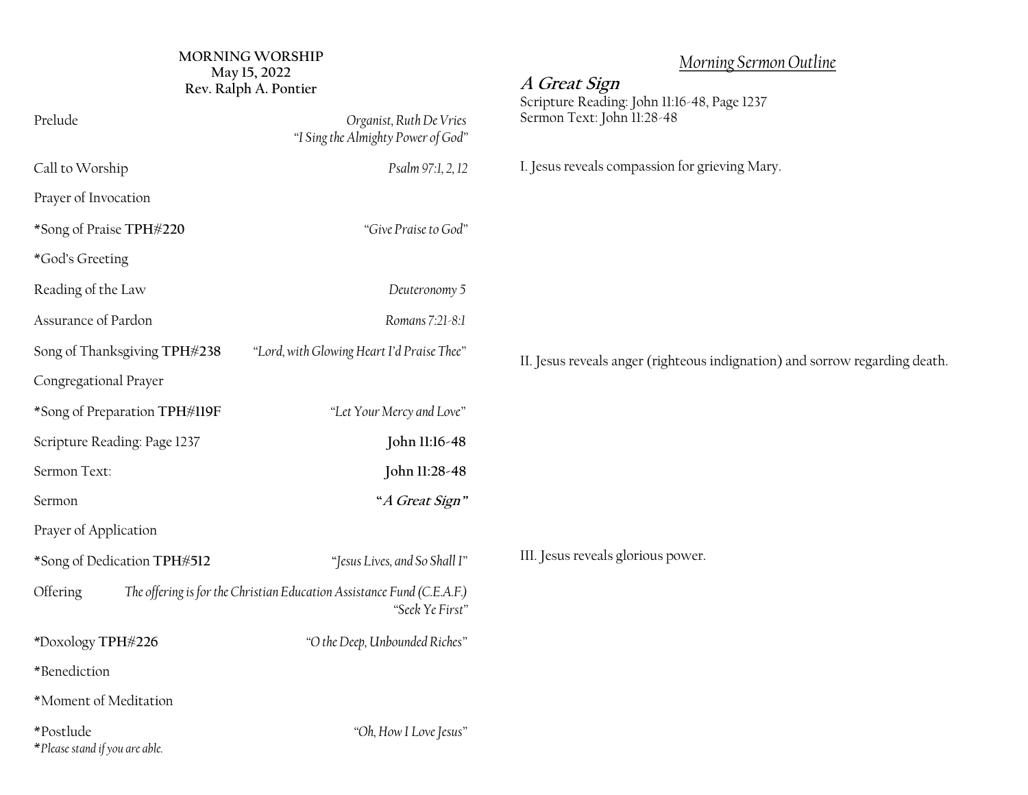**MORNING WORSHIP**
**May 15, 2022**
**Rev. Ralph A. Pontier**

Prelude — *Organist, Ruth De Vries*
*"I Sing the Almighty Power of God"*

Call to Worship — *Psalm 97:1, 2, 12*

Prayer of Invocation

*Song of Praise **TPH#220** — *"Give Praise to God"*

*God's Greeting

Reading of the Law — *Deuteronomy 5*

Assurance of Pardon — *Romans 7:21-8:1*

Song of Thanksgiving **TPH#238** — *"Lord, with Glowing Heart I'd Praise Thee"*

Congregational Prayer

*Song of Preparation **TPH#119F** — *"Let Your Mercy and Love"*

Scripture Reading: Page 1237 — **John 11:16-48**

Sermon Text: — **John 11:28-48**

Sermon — ***"A Great Sign"***

Prayer of Application

*Song of Dedication **TPH#512** — *"Jesus Lives, and So Shall I"*

Offering — *The offering is for the Christian Education Assistance Fund (C.E.A.F.)*
*"Seek Ye First"*

*Doxology **TPH#226** — *"O the Deep, Unbounded Riches"*

*Benediction

*Moment of Meditation

*Postlude — *"Oh, How I Love Jesus"*

**Please stand if you are able.*

## *Morning Sermon Outline*

### ***A Great Sign***

Scripture Reading: John 11:16-48, Page 1237
Sermon Text: John 11:28-48

I. Jesus reveals compassion for grieving Mary.

II. Jesus reveals anger (righteous indignation) and sorrow regarding death.

III. Jesus reveals glorious power.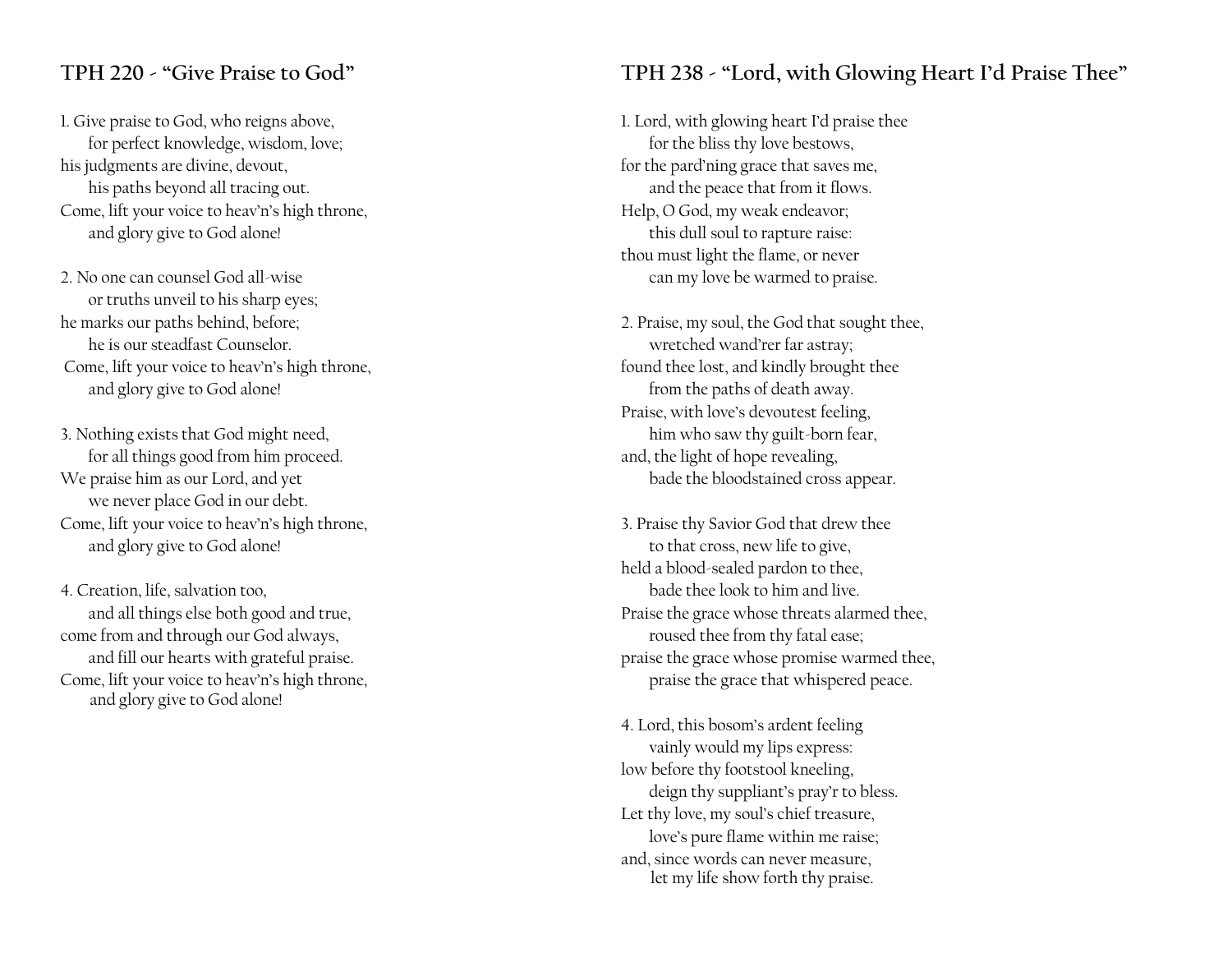## TPH 220 - "Give Praise to God"

1. Give praise to God, who reigns above,
 for perfect knowledge, wisdom, love;
his judgments are divine, devout,
 his paths beyond all tracing out.
Come, lift your voice to heav'n's high throne,
 and glory give to God alone!

2. No one can counsel God all-wise
 or truths unveil to his sharp eyes;
he marks our paths behind, before;
 he is our steadfast Counselor.
Come, lift your voice to heav'n's high throne,
 and glory give to God alone!

3. Nothing exists that God might need,
 for all things good from him proceed.
We praise him as our Lord, and yet
 we never place God in our debt.
Come, lift your voice to heav'n's high throne,
 and glory give to God alone!

4. Creation, life, salvation too,
 and all things else both good and true,
come from and through our God always,
 and fill our hearts with grateful praise.
Come, lift your voice to heav'n's high throne,
 and glory give to God alone!

## TPH 238 - "Lord, with Glowing Heart I'd Praise Thee"

1. Lord, with glowing heart I'd praise thee
 for the bliss thy love bestows,
for the pard'ning grace that saves me,
 and the peace that from it flows.
Help, O God, my weak endeavor;
 this dull soul to rapture raise:
thou must light the flame, or never
 can my love be warmed to praise.

2. Praise, my soul, the God that sought thee,
 wretched wand'rer far astray;
found thee lost, and kindly brought thee
 from the paths of death away.
Praise, with love's devoutest feeling,
 him who saw thy guilt-born fear,
and, the light of hope revealing,
 bade the bloodstained cross appear.

3. Praise thy Savior God that drew thee
 to that cross, new life to give,
held a blood-sealed pardon to thee,
 bade thee look to him and live.
Praise the grace whose threats alarmed thee,
 roused thee from thy fatal ease;
praise the grace whose promise warmed thee,
 praise the grace that whispered peace.

4. Lord, this bosom's ardent feeling
 vainly would my lips express:
low before thy footstool kneeling,
 deign thy suppliant's pray'r to bless.
Let thy love, my soul's chief treasure,
 love's pure flame within me raise;
and, since words can never measure,
 let my life show forth thy praise.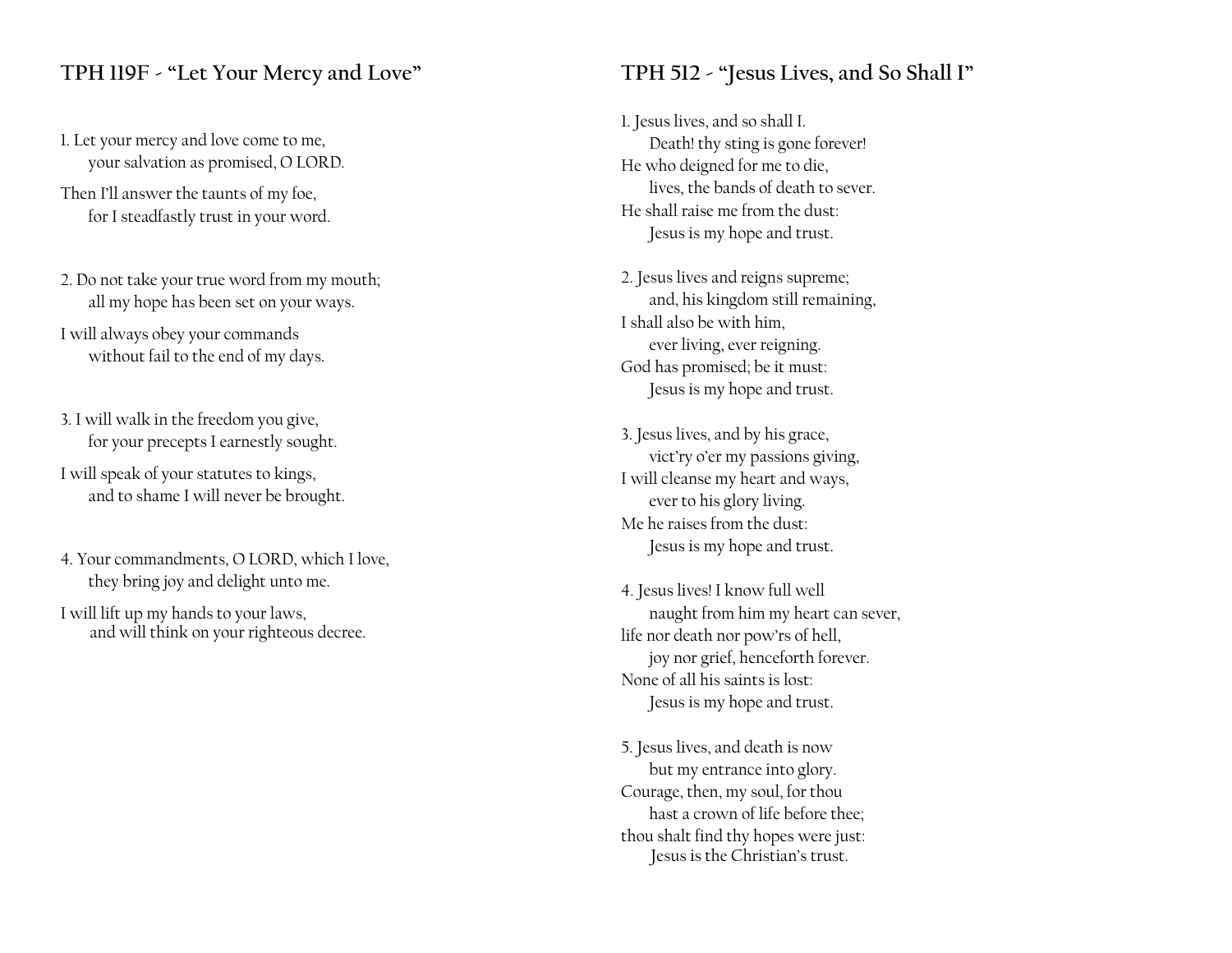## TPH 119F - “Let Your Mercy and Love”

1. Let your mercy and love come to me,
   your salvation as promised, O LORD.
   Then I’ll answer the taunts of my foe,
   for I steadfastly trust in your word.

2. Do not take your true word from my mouth;
   all my hope has been set on your ways.
   I will always obey your commands
   without fail to the end of my days.

3. I will walk in the freedom you give,
   for your precepts I earnestly sought.
   I will speak of your statutes to kings,
   and to shame I will never be brought.

4. Your commandments, O LORD, which I love,
   they bring joy and delight unto me.
   I will lift up my hands to your laws,
   and will think on your righteous decree.

## TPH 512 - “Jesus Lives, and So Shall I”

1. Jesus lives, and so shall I.
   Death! thy sting is gone forever!
   He who deigned for me to die,
   lives, the bands of death to sever.
   He shall raise me from the dust:
   Jesus is my hope and trust.

2. Jesus lives and reigns supreme;
   and, his kingdom still remaining,
   I shall also be with him,
   ever living, ever reigning.
   God has promised; be it must:
   Jesus is my hope and trust.

3. Jesus lives, and by his grace,
   vict’ry o’er my passions giving,
   I will cleanse my heart and ways,
   ever to his glory living.
   Me he raises from the dust:
   Jesus is my hope and trust.

4. Jesus lives! I know full well
   naught from him my heart can sever,
   life nor death nor pow’rs of hell,
   joy nor grief, henceforth forever.
   None of all his saints is lost:
   Jesus is my hope and trust.

5. Jesus lives, and death is now
   but my entrance into glory.
   Courage, then, my soul, for thou
   hast a crown of life before thee;
   thou shalt find thy hopes were just:
   Jesus is the Christian’s trust.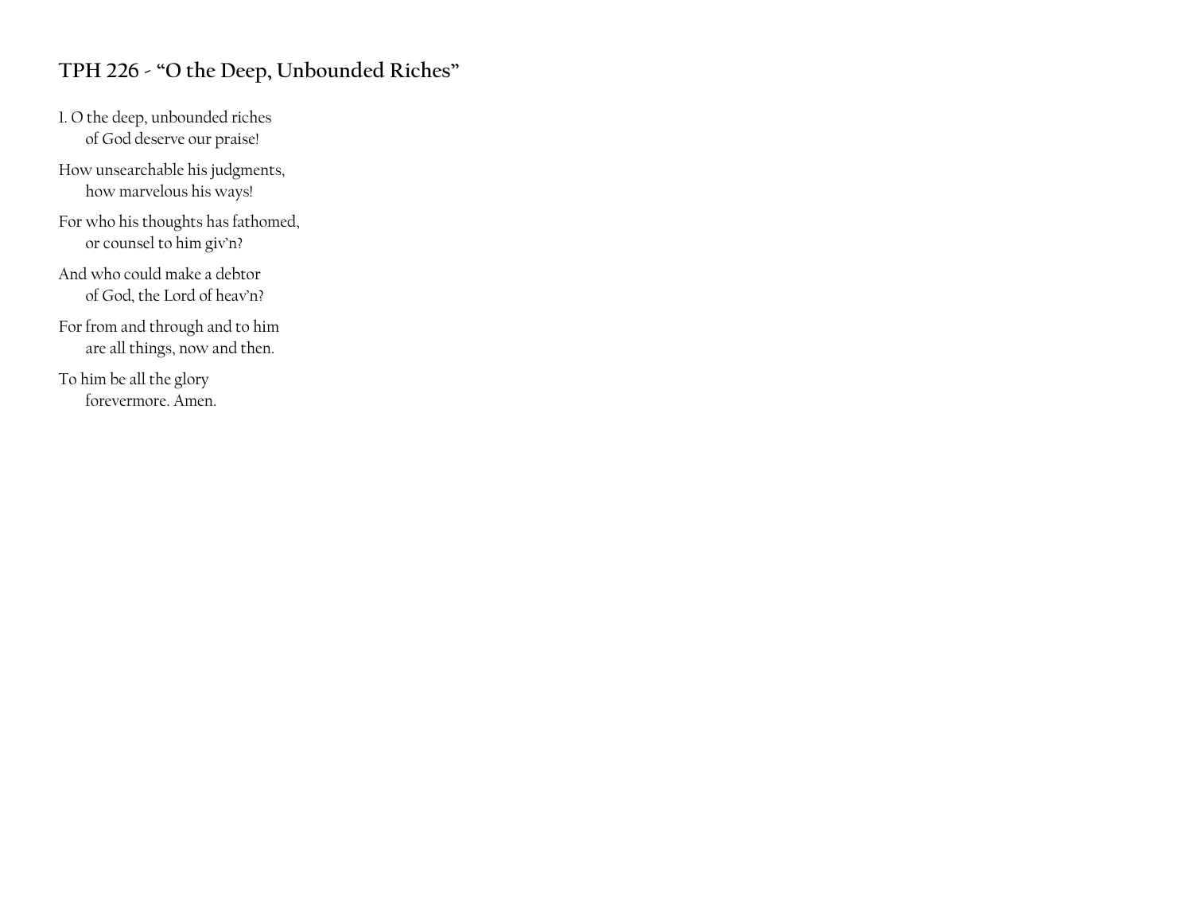## TPH 226 - "O the Deep, Unbounded Riches"

1. O the deep, unbounded riches
   of God deserve our praise!

How unsearchable his judgments,
   how marvelous his ways!

For who his thoughts has fathomed,
   or counsel to him giv'n?

And who could make a debtor
   of God, the Lord of heav'n?

For from and through and to him
   are all things, now and then.

To him be all the glory
   forevermore. Amen.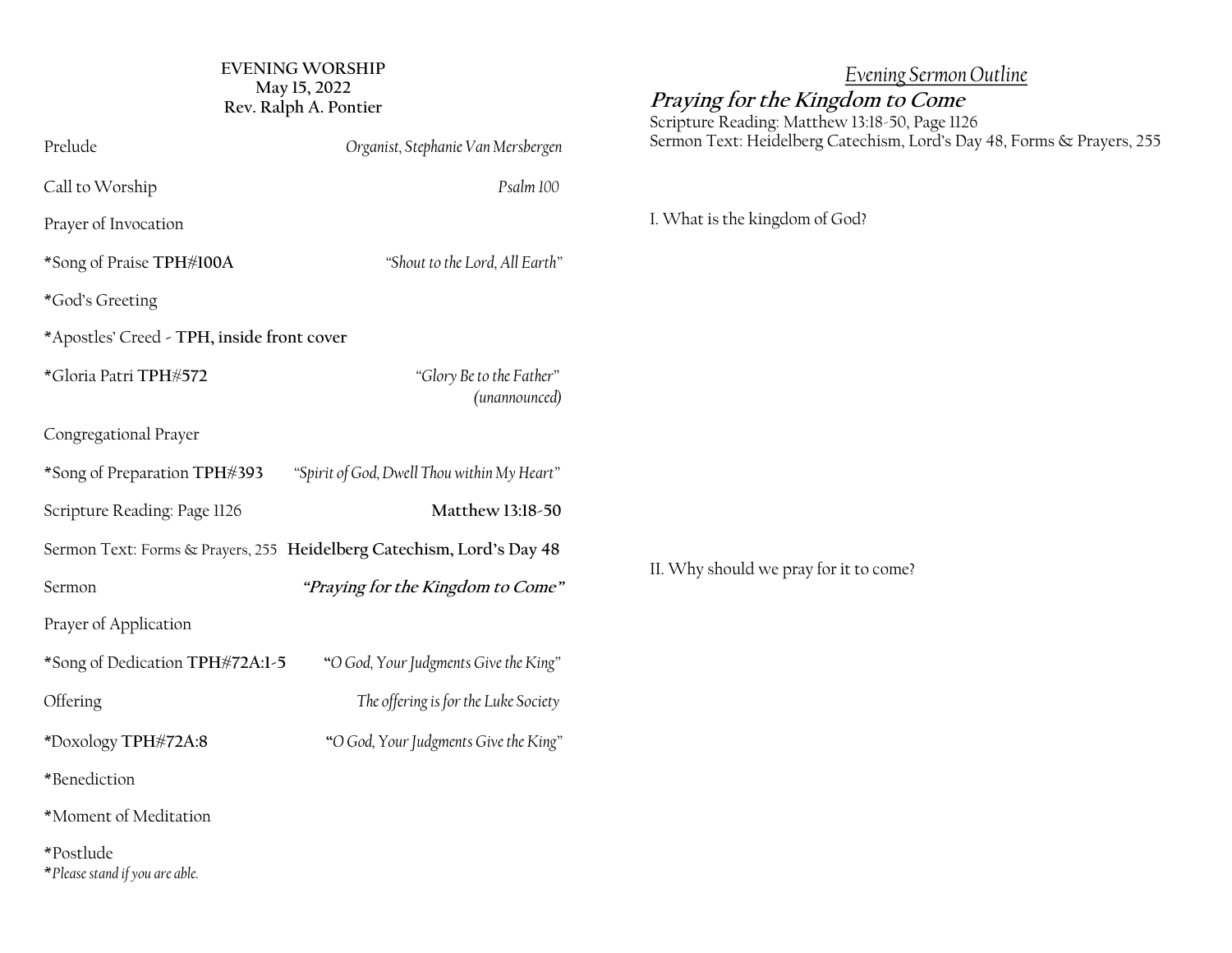**EVENING WORSHIP**
**May 15, 2022**
**Rev. Ralph A. Pontier**

Prelude — *Organist, Stephanie Van Mersbergen*

Call to Worship — *Psalm 100*

Prayer of Invocation

*Song of Praise **TPH#100A** — *"Shout to the Lord, All Earth"*

*God's Greeting

*Apostles' Creed - **TPH, inside front cover**

*Gloria Patri **TPH#572** — *"Glory Be to the Father" (unannounced)*

Congregational Prayer

*Song of Preparation **TPH#393** — *"Spirit of God, Dwell Thou within My Heart"*

Scripture Reading: Page 1126 — **Matthew 13:18-50**

Sermon Text: Forms & Prayers, 255 — **Heidelberg Catechism, Lord's Day 48**

Sermon — ***"Praying for the Kingdom to Come"***

Prayer of Application

*Song of Dedication **TPH#72A:1-5** — *"O God, Your Judgments Give the King"*

Offering — *The offering is for the Luke Society*

*Doxology **TPH#72A:8** — *"O God, Your Judgments Give the King"*

*Benediction

*Moment of Meditation

*Postlude

**Please stand if you are able.*

## *Evening Sermon Outline*

## ***Praying for the Kingdom to Come***

Scripture Reading: Matthew 13:18-50, Page 1126
Sermon Text: Heidelberg Catechism, Lord's Day 48, Forms & Prayers, 255

I. What is the kingdom of God?

II. Why should we pray for it to come?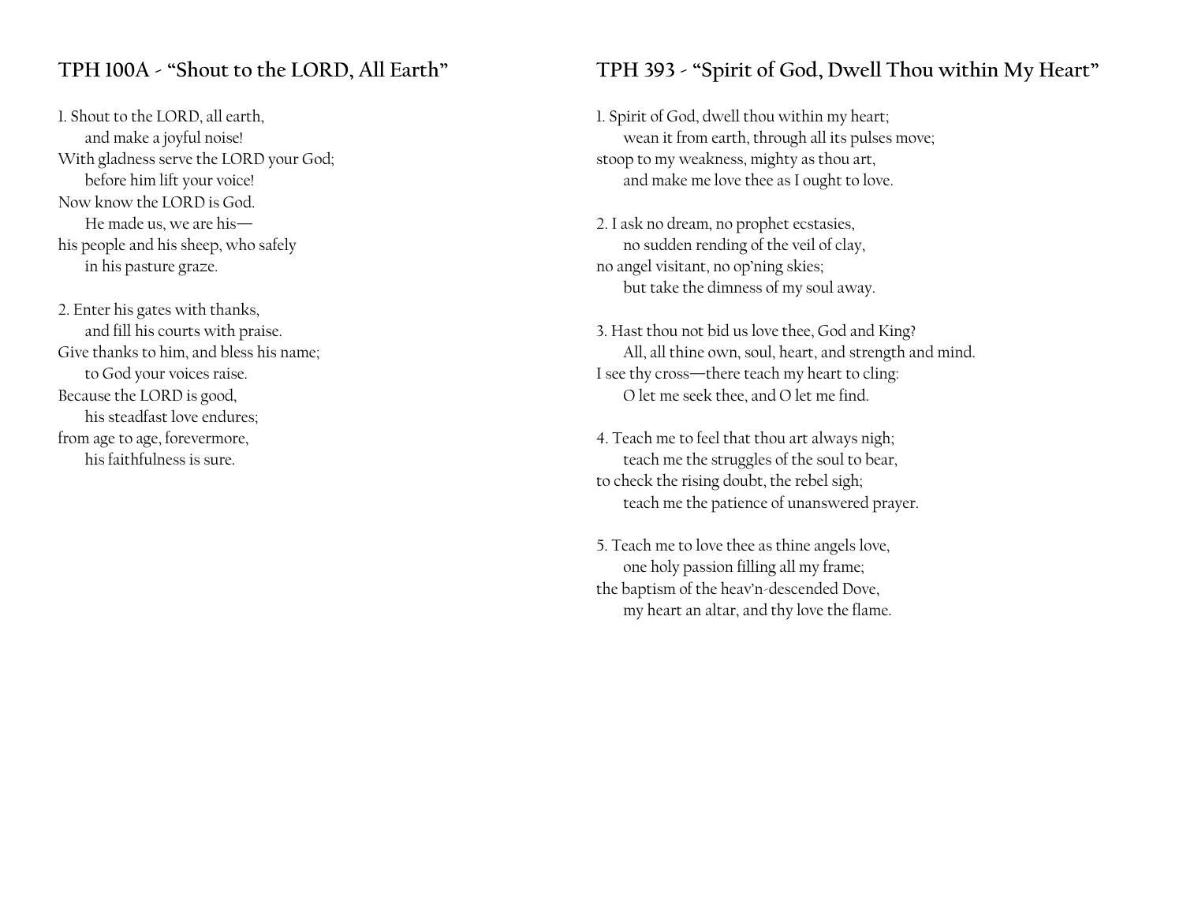## TPH 100A - “Shout to the LORD, All Earth”

1. Shout to the LORD, all earth,
   and make a joyful noise!
With gladness serve the LORD your God;
   before him lift your voice!
Now know the LORD is God.
   He made us, we are his—
his people and his sheep, who safely
   in his pasture graze.

2. Enter his gates with thanks,
   and fill his courts with praise.
Give thanks to him, and bless his name;
   to God your voices raise.
Because the LORD is good,
   his steadfast love endures;
from age to age, forevermore,
   his faithfulness is sure.

## TPH 393 - “Spirit of God, Dwell Thou within My Heart”

1. Spirit of God, dwell thou within my heart;
   wean it from earth, through all its pulses move;
stoop to my weakness, mighty as thou art,
   and make me love thee as I ought to love.

2. I ask no dream, no prophet ecstasies,
   no sudden rending of the veil of clay,
no angel visitant, no op’ning skies;
   but take the dimness of my soul away.

3. Hast thou not bid us love thee, God and King?
   All, all thine own, soul, heart, and strength and mind.
I see thy cross—there teach my heart to cling:
   O let me seek thee, and O let me find.

4. Teach me to feel that thou art always nigh;
   teach me the struggles of the soul to bear,
to check the rising doubt, the rebel sigh;
   teach me the patience of unanswered prayer.

5. Teach me to love thee as thine angels love,
   one holy passion filling all my frame;
the baptism of the heav’n-descended Dove,
   my heart an altar, and thy love the flame.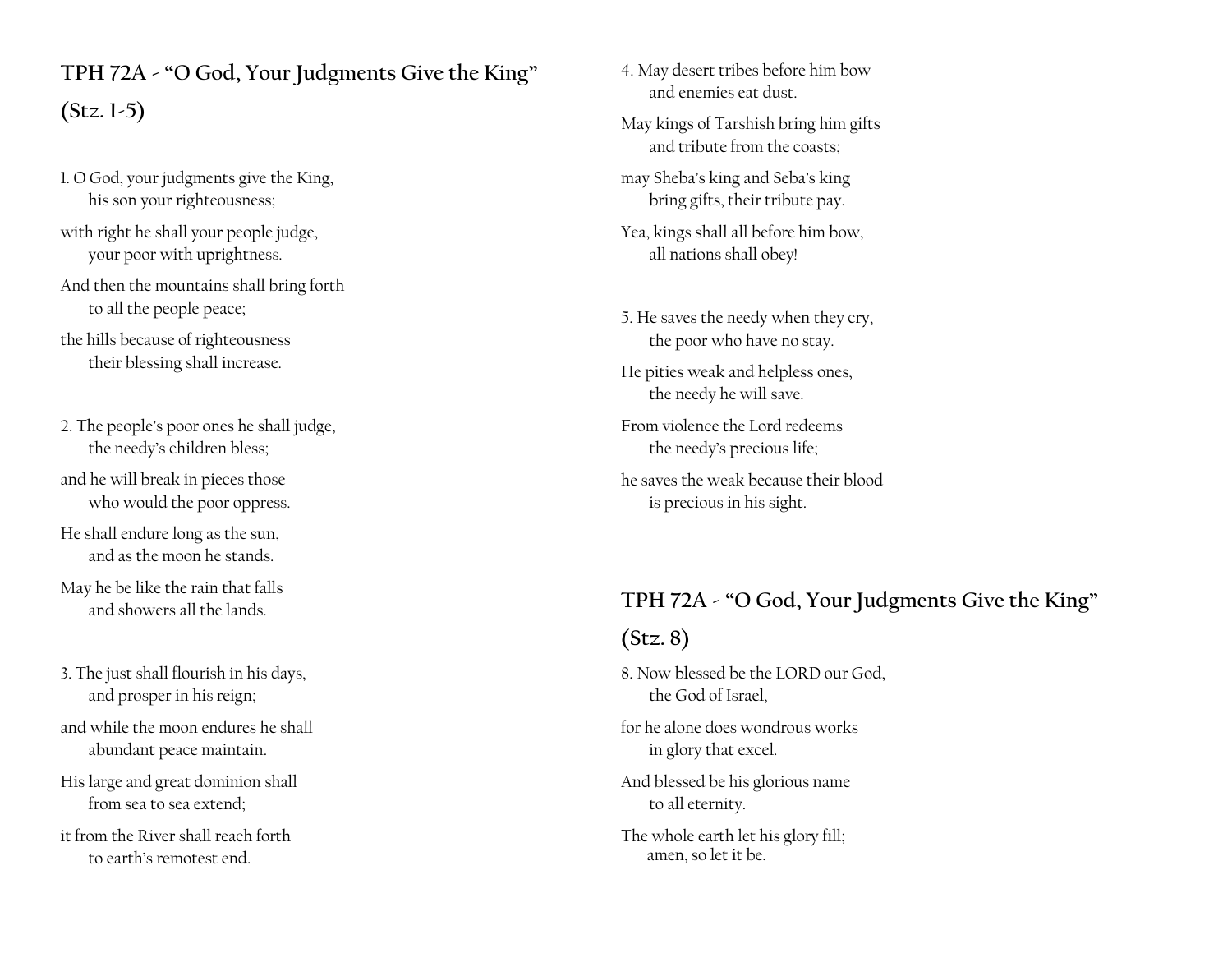## TPH 72A - "O God, Your Judgments Give the King" (Stz. 1-5)

1. O God, your judgments give the King,
   his son your righteousness;
with right he shall your people judge,
   your poor with uprightness.
And then the mountains shall bring forth
   to all the people peace;
the hills because of righteousness
   their blessing shall increase.

2. The people's poor ones he shall judge,
   the needy's children bless;
and he will break in pieces those
   who would the poor oppress.
He shall endure long as the sun,
   and as the moon he stands.
May he be like the rain that falls
   and showers all the lands.

3. The just shall flourish in his days,
   and prosper in his reign;
and while the moon endures he shall
   abundant peace maintain.
His large and great dominion shall
   from sea to sea extend;
it from the River shall reach forth
   to earth's remotest end.

4. May desert tribes before him bow
   and enemies eat dust.
May kings of Tarshish bring him gifts
   and tribute from the coasts;
may Sheba's king and Seba's king
   bring gifts, their tribute pay.
Yea, kings shall all before him bow,
   all nations shall obey!

5. He saves the needy when they cry,
   the poor who have no stay.
He pities weak and helpless ones,
   the needy he will save.
From violence the Lord redeems
   the needy's precious life;
he saves the weak because their blood
   is precious in his sight.

## TPH 72A - "O God, Your Judgments Give the King" (Stz. 8)

8. Now blessed be the LORD our God,
   the God of Israel,
for he alone does wondrous works
   in glory that excel.
And blessed be his glorious name
   to all eternity.
The whole earth let his glory fill;
   amen, so let it be.